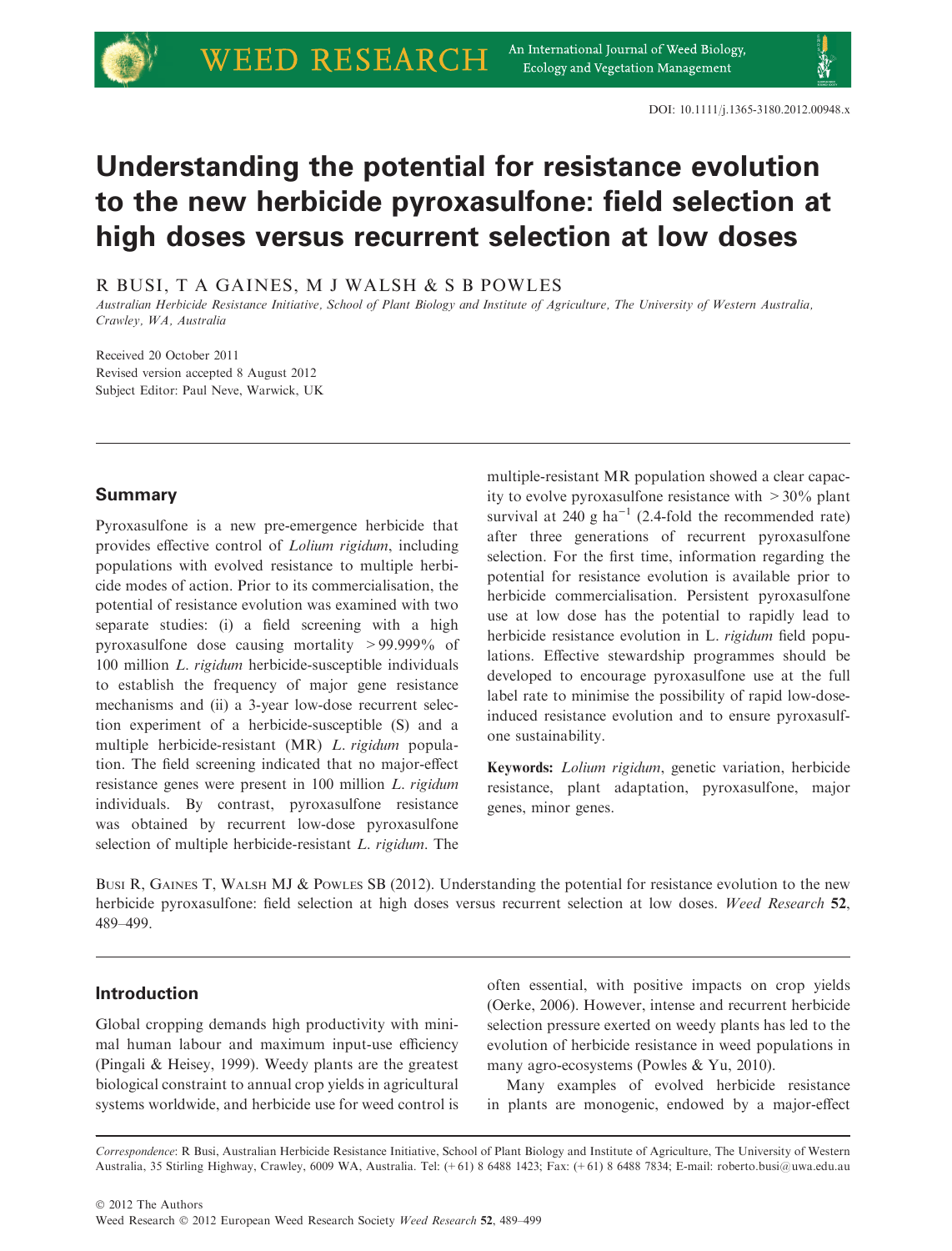DOI: 10.1111/j.1365-3180.2012.00948.x

# Understanding the potential for resistance evolution to the new herbicide pyroxasulfone: field selection at high doses versus recurrent selection at low doses

R BUSI, T A GAINES, M J WALSH & S B POWLES

*Australian Herbicide Resistance Initiative, School of Plant Biology and Institute of Agriculture, The University of Western Australia, Crawley, WA, Australia*

Received 20 October 2011
Revised version accepted 8 August 2012
Subject Editor: Paul Neve, Warwick, UK

## Summary

Pyroxasulfone is a new pre-emergence herbicide that provides effective control of *Lolium rigidum*, including populations with evolved resistance to multiple herbicide modes of action. Prior to its commercialisation, the potential of resistance evolution was examined with two separate studies: (i) a field screening with a high pyroxasulfone dose causing mortality >99.999% of 100 million *L. rigidum* herbicide-susceptible individuals to establish the frequency of major gene resistance mechanisms and (ii) a 3-year low-dose recurrent selection experiment of a herbicide-susceptible (S) and a multiple herbicide-resistant (MR) *L. rigidum* population. The field screening indicated that no major-effect resistance genes were present in 100 million *L. rigidum* individuals. By contrast, pyroxasulfone resistance was obtained by recurrent low-dose pyroxasulfone selection of multiple herbicide-resistant *L. rigidum*. The multiple-resistant MR population showed a clear capacity to evolve pyroxasulfone resistance with >30% plant survival at 240 g ha$^{-1}$ (2.4-fold the recommended rate) after three generations of recurrent pyroxasulfone selection. For the first time, information regarding the potential for resistance evolution is available prior to herbicide commercialisation. Persistent pyroxasulfone use at low dose has the potential to rapidly lead to herbicide resistance evolution in L. *rigidum* field populations. Effective stewardship programmes should be developed to encourage pyroxasulfone use at the full label rate to minimise the possibility of rapid low-dose-induced resistance evolution and to ensure pyroxasulfone sustainability.

**Keywords:** *Lolium rigidum*, genetic variation, herbicide resistance, plant adaptation, pyroxasulfone, major genes, minor genes.

BUSI R, GAINES T, WALSH MJ & POWLES SB (2012). Understanding the potential for resistance evolution to the new herbicide pyroxasulfone: field selection at high doses versus recurrent selection at low doses. *Weed Research* **52**, 489–499.

## Introduction

Global cropping demands high productivity with minimal human labour and maximum input-use efficiency (Pingali & Heisey, 1999). Weedy plants are the greatest biological constraint to annual crop yields in agricultural systems worldwide, and herbicide use for weed control is often essential, with positive impacts on crop yields (Oerke, 2006). However, intense and recurrent herbicide selection pressure exerted on weedy plants has led to the evolution of herbicide resistance in weed populations in many agro-ecosystems (Powles & Yu, 2010).

Many examples of evolved herbicide resistance in plants are monogenic, endowed by a major-effect

*Correspondence*: R Busi, Australian Herbicide Resistance Initiative, School of Plant Biology and Institute of Agriculture, The University of Western Australia, 35 Stirling Highway, Crawley, 6009 WA, Australia. Tel: (+61) 8 6488 1423; Fax: (+61) 8 6488 7834; E-mail: roberto.busi@uwa.edu.au

© 2012 The Authors
Weed Research © 2012 European Weed Research Society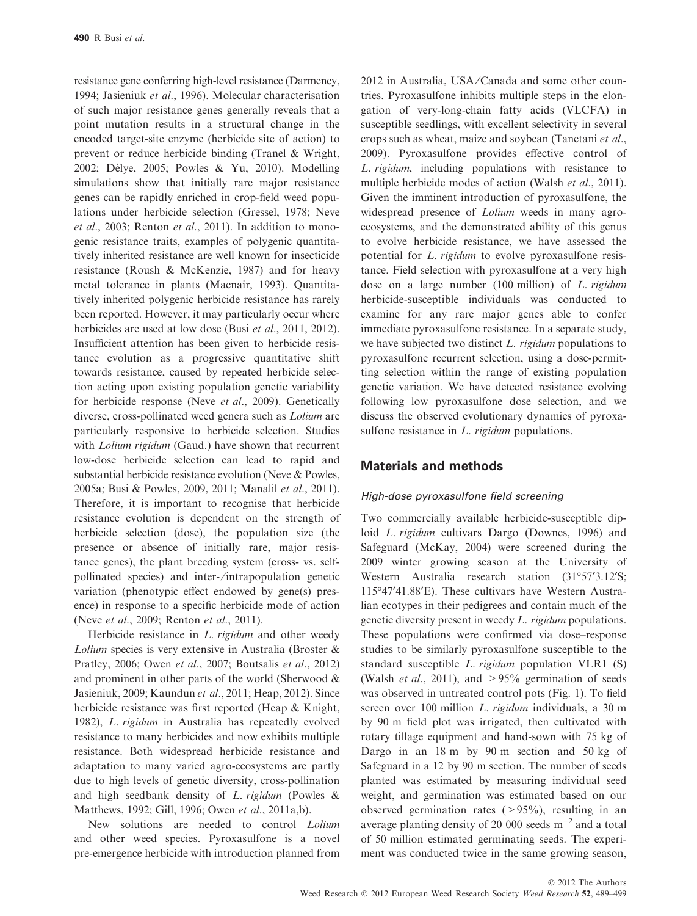resistance gene conferring high-level resistance (Darmency, 1994; Jasieniuk *et al*., 1996). Molecular characterisation of such major resistance genes generally reveals that a point mutation results in a structural change in the encoded target-site enzyme (herbicide site of action) to prevent or reduce herbicide binding (Tranel & Wright, 2002; Délye, 2005; Powles & Yu, 2010). Modelling simulations show that initially rare major resistance genes can be rapidly enriched in crop-field weed populations under herbicide selection (Gressel, 1978; Neve *et al*., 2003; Renton *et al*., 2011). In addition to monogenic resistance traits, examples of polygenic quantitatively inherited resistance are well known for insecticide resistance (Roush & McKenzie, 1987) and for heavy metal tolerance in plants (Macnair, 1993). Quantitatively inherited polygenic herbicide resistance has rarely been reported. However, it may particularly occur where herbicides are used at low dose (Busi *et al*., 2011, 2012). Insufficient attention has been given to herbicide resistance evolution as a progressive quantitative shift towards resistance, caused by repeated herbicide selection acting upon existing population genetic variability for herbicide response (Neve *et al*., 2009). Genetically diverse, cross-pollinated weed genera such as *Lolium* are particularly responsive to herbicide selection. Studies with *Lolium rigidum* (Gaud.) have shown that recurrent low-dose herbicide selection can lead to rapid and substantial herbicide resistance evolution (Neve & Powles, 2005a; Busi & Powles, 2009, 2011; Manalil *et al*., 2011). Therefore, it is important to recognise that herbicide resistance evolution is dependent on the strength of herbicide selection (dose), the population size (the presence or absence of initially rare, major resistance genes), the plant breeding system (cross- vs. self-pollinated species) and inter-/intrapopulation genetic variation (phenotypic effect endowed by gene(s) presence) in response to a specific herbicide mode of action (Neve *et al*., 2009; Renton *et al*., 2011).

Herbicide resistance in *L. rigidum* and other weedy *Lolium* species is very extensive in Australia (Broster & Pratley, 2006; Owen *et al*., 2007; Boutsalis *et al*., 2012) and prominent in other parts of the world (Sherwood & Jasieniuk, 2009; Kaundun *et al*., 2011; Heap, 2012). Since herbicide resistance was first reported (Heap & Knight, 1982), *L. rigidum* in Australia has repeatedly evolved resistance to many herbicides and now exhibits multiple resistance. Both widespread herbicide resistance and adaptation to many varied agro-ecosystems are partly due to high levels of genetic diversity, cross-pollination and high seedbank density of *L. rigidum* (Powles & Matthews, 1992; Gill, 1996; Owen *et al*., 2011a,b).

New solutions are needed to control *Lolium* and other weed species. Pyroxasulfone is a novel pre-emergence herbicide with introduction planned from 2012 in Australia, USA/Canada and some other countries. Pyroxasulfone inhibits multiple steps in the elongation of very-long-chain fatty acids (VLCFA) in susceptible seedlings, with excellent selectivity in several crops such as wheat, maize and soybean (Tanetani *et al*., 2009). Pyroxasulfone provides effective control of *L. rigidum*, including populations with resistance to multiple herbicide modes of action (Walsh *et al*., 2011). Given the imminent introduction of pyroxasulfone, the widespread presence of *Lolium* weeds in many agro-ecosystems, and the demonstrated ability of this genus to evolve herbicide resistance, we have assessed the potential for *L. rigidum* to evolve pyroxasulfone resistance. Field selection with pyroxasulfone at a very high dose on a large number (100 million) of *L. rigidum* herbicide-susceptible individuals was conducted to examine for any rare major genes able to confer immediate pyroxasulfone resistance. In a separate study, we have subjected two distinct *L. rigidum* populations to pyroxasulfone recurrent selection, using a dose-permitting selection within the range of existing population genetic variation. We have detected resistance evolving following low pyroxasulfone dose selection, and we discuss the observed evolutionary dynamics of pyroxasulfone resistance in *L. rigidum* populations.

## Materials and methods

### High-dose pyroxasulfone field screening

Two commercially available herbicide-susceptible diploid *L. rigidum* cultivars Dargo (Downes, 1996) and Safeguard (McKay, 2004) were screened during the 2009 winter growing season at the University of Western Australia research station (31°57′3.12′S; 115°47′41.88′E). These cultivars have Western Australian ecotypes in their pedigrees and contain much of the genetic diversity present in weedy *L. rigidum* populations. These populations were confirmed via dose–response studies to be similarly pyroxasulfone susceptible to the standard susceptible *L. rigidum* population VLR1 (S) (Walsh *et al*., 2011), and >95% germination of seeds was observed in untreated control pots (Fig. 1). To field screen over 100 million *L. rigidum* individuals, a 30 m by 90 m field plot was irrigated, then cultivated with rotary tillage equipment and hand-sown with 75 kg of Dargo in an 18 m by 90 m section and 50 kg of Safeguard in a 12 by 90 m section. The number of seeds planted was estimated by measuring individual seed weight, and germination was estimated based on our observed germination rates (>95%), resulting in an average planting density of 20 000 seeds $m^{-2}$ and a total of 50 million estimated germinating seeds. The experiment was conducted twice in the same growing season,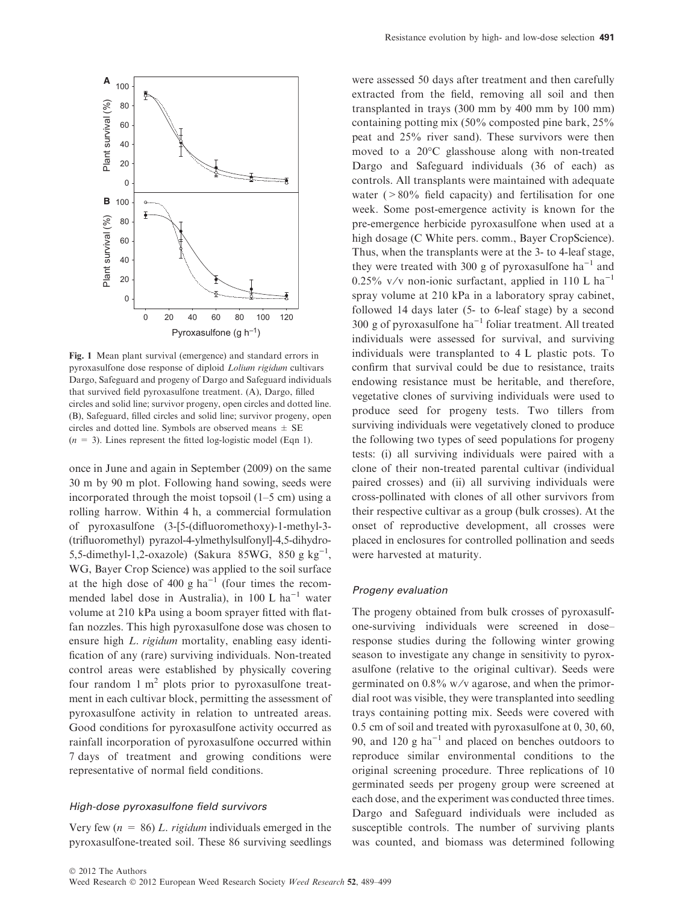Fig. 1 Mean plant survival (emergence) and standard errors in pyroxasulfone dose response of diploid *Lolium rigidum* cultivars Dargo, Safeguard and progeny of Dargo and Safeguard individuals that survived field pyroxasulfone treatment. (A), Dargo, filled circles and solid line; survivor progeny, open circles and dotted line. (B), Safeguard, filled circles and solid line; survivor progeny, open circles and dotted line. Symbols are observed means ± SE ($n$ = 3). Lines represent the fitted log-logistic model (Eqn 1).

once in June and again in September (2009) on the same 30 m by 90 m plot. Following hand sowing, seeds were incorporated through the moist topsoil (1–5 cm) using a rolling harrow. Within 4 h, a commercial formulation of pyroxasulfone (3-[5-(difluoromethoxy)-1-methyl-3-(trifluoromethyl) pyrazol-4-ylmethylsulfonyl]-4,5-dihydro-5,5-dimethyl-1,2-oxazole) (Sakura 85WG, 850 g kg$^{-1}$, WG, Bayer Crop Science) was applied to the soil surface at the high dose of 400 g ha$^{-1}$ (four times the recommended label dose in Australia), in 100 L ha$^{-1}$ water volume at 210 kPa using a boom sprayer fitted with flat-fan nozzles. This high pyroxasulfone dose was chosen to ensure high *L. rigidum* mortality, enabling easy identification of any (rare) surviving individuals. Non-treated control areas were established by physically covering four random 1 m$^2$ plots prior to pyroxasulfone treatment in each cultivar block, permitting the assessment of pyroxasulfone activity in relation to untreated areas. Good conditions for pyroxasulfone activity occurred as rainfall incorporation of pyroxasulfone occurred within 7 days of treatment and growing conditions were representative of normal field conditions.

### High-dose pyroxasulfone field survivors

Very few ($n$ = 86) *L. rigidum* individuals emerged in the pyroxasulfone-treated soil. These 86 surviving seedlings were assessed 50 days after treatment and then carefully extracted from the field, removing all soil and then transplanted in trays (300 mm by 400 mm by 100 mm) containing potting mix (50% composted pine bark, 25% peat and 25% river sand). These survivors were then moved to a 20°C glasshouse along with non-treated Dargo and Safeguard individuals (36 of each) as controls. All transplants were maintained with adequate water (> 80% field capacity) and fertilisation for one week. Some post-emergence activity is known for the pre-emergence herbicide pyroxasulfone when used at a high dosage (C White pers. comm., Bayer CropScience). Thus, when the transplants were at the 3- to 4-leaf stage, they were treated with 300 g of pyroxasulfone ha$^{-1}$ and 0.25% v/v non-ionic surfactant, applied in 110 L ha$^{-1}$ spray volume at 210 kPa in a laboratory spray cabinet, followed 14 days later (5- to 6-leaf stage) by a second 300 g of pyroxasulfone ha$^{-1}$ foliar treatment. All treated individuals were assessed for survival, and surviving individuals were transplanted to 4 L plastic pots. To confirm that survival could be due to resistance, traits endowing resistance must be heritable, and therefore, vegetative clones of surviving individuals were used to produce seed for progeny tests. Two tillers from surviving individuals were vegetatively cloned to produce the following two types of seed populations for progeny tests: (i) all surviving individuals were paired with a clone of their non-treated parental cultivar (individual paired crosses) and (ii) all surviving individuals were cross-pollinated with clones of all other survivors from their respective cultivar as a group (bulk crosses). At the onset of reproductive development, all crosses were placed in enclosures for controlled pollination and seeds were harvested at maturity.

### Progeny evaluation

The progeny obtained from bulk crosses of pyroxasulfone-surviving individuals were screened in dose–response studies during the following winter growing season to investigate any change in sensitivity to pyroxasulfone (relative to the original cultivar). Seeds were germinated on 0.8% w/v agarose, and when the primordial root was visible, they were transplanted into seedling trays containing potting mix. Seeds were covered with 0.5 cm of soil and treated with pyroxasulfone at 0, 30, 60, 90, and 120 g ha$^{-1}$ and placed on benches outdoors to reproduce similar environmental conditions to the original screening procedure. Three replications of 10 germinated seeds per progeny group were screened at each dose, and the experiment was conducted three times. Dargo and Safeguard individuals were included as susceptible controls. The number of surviving plants was counted, and biomass was determined following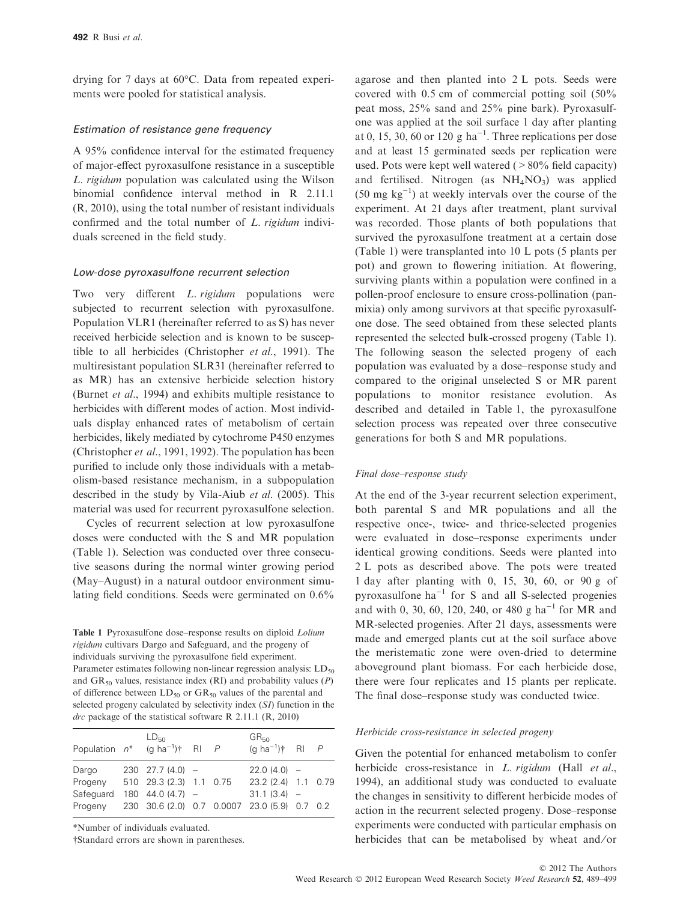drying for 7 days at 60°C. Data from repeated experiments were pooled for statistical analysis.

### *Estimation of resistance gene frequency*

A 95% confidence interval for the estimated frequency of major-effect pyroxasulfone resistance in a susceptible *L. rigidum* population was calculated using the Wilson binomial confidence interval method in R 2.11.1 (R, 2010), using the total number of resistant individuals confirmed and the total number of *L. rigidum* individuals screened in the field study.

### *Low-dose pyroxasulfone recurrent selection*

Two very different *L. rigidum* populations were subjected to recurrent selection with pyroxasulfone. Population VLR1 (hereinafter referred to as S) has never received herbicide selection and is known to be susceptible to all herbicides (Christopher *et al.*, 1991). The multiresistant population SLR31 (hereinafter referred to as MR) has an extensive herbicide selection history (Burnet *et al.*, 1994) and exhibits multiple resistance to herbicides with different modes of action. Most individuals display enhanced rates of metabolism of certain herbicides, likely mediated by cytochrome P450 enzymes (Christopher *et al.*, 1991, 1992). The population has been purified to include only those individuals with a metabolism-based resistance mechanism, in a subpopulation described in the study by Vila-Aiub *et al.* (2005). This material was used for recurrent pyroxasulfone selection.

Cycles of recurrent selection at low pyroxasulfone doses were conducted with the S and MR population (Table 1). Selection was conducted over three consecutive seasons during the normal winter growing period (May–August) in a natural outdoor environment simulating field conditions. Seeds were germinated on 0.6% agarose and then planted into 2 L pots. Seeds were covered with 0.5 cm of commercial potting soil (50% peat moss, 25% sand and 25% pine bark). Pyroxasulfone was applied at the soil surface 1 day after planting at 0, 15, 30, 60 or 120 g ha$^{-1}$. Three replications per dose and at least 15 germinated seeds per replication were used. Pots were kept well watered (> 80% field capacity) and fertilised. Nitrogen (as $NH_4NO_3$) was applied (50 mg kg$^{-1}$) at weekly intervals over the course of the experiment. At 21 days after treatment, plant survival was recorded. Those plants of both populations that survived the pyroxasulfone treatment at a certain dose (Table 1) were transplanted into 10 L pots (5 plants per pot) and grown to flowering initiation. At flowering, surviving plants within a population were confined in a pollen-proof enclosure to ensure cross-pollination (panmixia) only among survivors at that specific pyroxasulfone dose. The seed obtained from these selected plants represented the selected bulk-crossed progeny (Table 1). The following season the selected progeny of each population was evaluated by a dose–response study and compared to the original unselected S or MR parent populations to monitor resistance evolution. As described and detailed in Table 1, the pyroxasulfone selection process was repeated over three consecutive generations for both S and MR populations.

**Table 1** Pyroxasulfone dose–response results on diploid *Lolium rigidum* cultivars Dargo and Safeguard, and the progeny of individuals surviving the pyroxasulfone field experiment. Parameter estimates following non-linear regression analysis: $LD_{50}$ and $GR_{50}$ values, resistance index (RI) and probability values (*P*) of difference between $LD_{50}$ or $GR_{50}$ values of the parental and selected progeny calculated by selectivity index (*SI*) function in the *drc* package of the statistical software R 2.11.1 (R, 2010)

| Population | *n** | $LD_{50}$ (g ha$^{-1}$)† | RI | *P* | $GR_{50}$ (g ha$^{-1}$)† | RI | *P* |
|---|---|---|---|---|---|---|---|
| Dargo | 230 | 27.7 (4.0) | – | | 22.0 (4.0) | – | |
| Progeny | 510 | 29.3 (2.3) | 1.1 | 0.75 | 23.2 (2.4) | 1.1 | 0.79 |
| Safeguard | 180 | 44.0 (4.7) | – | | 31.1 (3.4) | – | |
| Progeny | 230 | 30.6 (2.0) | 0.7 | 0.0007 | 23.0 (5.9) | 0.7 | 0.2 |

*Number of individuals evaluated.

†Standard errors are shown in parentheses.

### *Final dose–response study*

At the end of the 3-year recurrent selection experiment, both parental S and MR populations and all the respective once-, twice- and thrice-selected progenies were evaluated in dose–response experiments under identical growing conditions. Seeds were planted into 2 L pots as described above. The pots were treated 1 day after planting with 0, 15, 30, 60, or 90 g of pyroxasulfone ha$^{-1}$ for S and all S-selected progenies and with 0, 30, 60, 120, 240, or 480 g ha$^{-1}$ for MR and MR-selected progenies. After 21 days, assessments were made and emerged plants cut at the soil surface above the meristematic zone were oven-dried to determine aboveground plant biomass. For each herbicide dose, there were four replicates and 15 plants per replicate. The final dose–response study was conducted twice.

### *Herbicide cross-resistance in selected progeny*

Given the potential for enhanced metabolism to confer herbicide cross-resistance in *L. rigidum* (Hall *et al.*, 1994), an additional study was conducted to evaluate the changes in sensitivity to different herbicide modes of action in the recurrent selected progeny. Dose–response experiments were conducted with particular emphasis on herbicides that can be metabolised by wheat and/or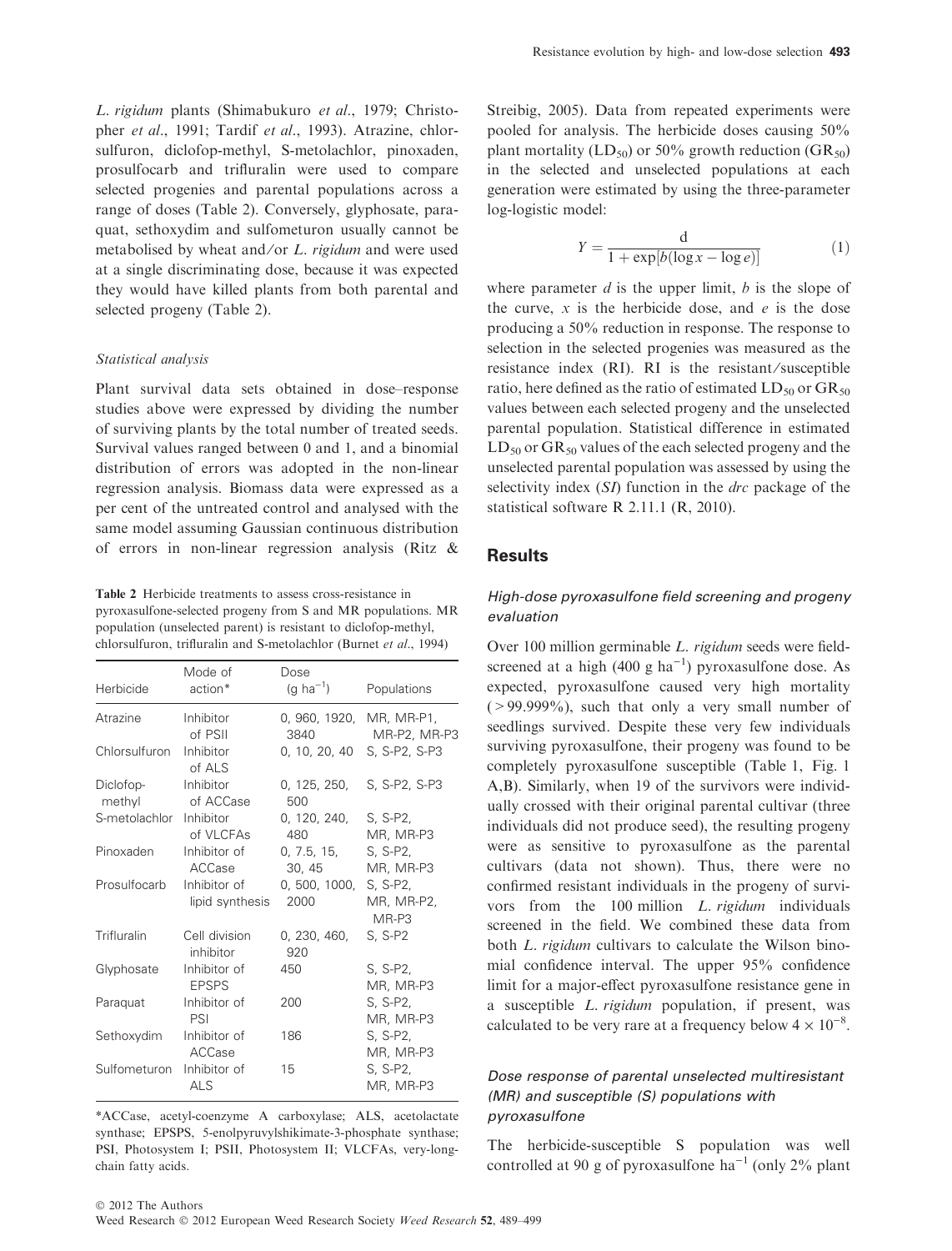*L. rigidum* plants (Shimabukuro *et al.*, 1979; Christopher *et al.*, 1991; Tardif *et al.*, 1993). Atrazine, chlorsulfuron, diclofop-methyl, S-metolachlor, pinoxaden, prosulfocarb and trifluralin were used to compare selected progenies and parental populations across a range of doses (Table 2). Conversely, glyphosate, paraquat, sethoxydim and sulfometuron usually cannot be metabolised by wheat and/or *L. rigidum* and were used at a single discriminating dose, because it was expected they would have killed plants from both parental and selected progeny (Table 2).

### Statistical analysis

Plant survival data sets obtained in dose–response studies above were expressed by dividing the number of surviving plants by the total number of treated seeds. Survival values ranged between 0 and 1, and a binomial distribution of errors was adopted in the non-linear regression analysis. Biomass data were expressed as a per cent of the untreated control and analysed with the same model assuming Gaussian continuous distribution of errors in non-linear regression analysis (Ritz & Streibig, 2005). Data from repeated experiments were pooled for analysis. The herbicide doses causing 50% plant mortality ($LD_{50}$) or 50% growth reduction ($GR_{50}$) in the selected and unselected populations at each generation were estimated by using the three-parameter log-logistic model:

$$Y = \frac{d}{1 + \exp[b(\log x - \log e)]} \quad (1)$$

where parameter $d$ is the upper limit, $b$ is the slope of the curve, $x$ is the herbicide dose, and $e$ is the dose producing a 50% reduction in response. The response to selection in the selected progenies was measured as the resistance index (RI). RI is the resistant/susceptible ratio, here defined as the ratio of estimated $LD_{50}$ or $GR_{50}$ values between each selected progeny and the unselected parental population. Statistical difference in estimated $LD_{50}$ or $GR_{50}$ values of the each selected progeny and the unselected parental population was assessed by using the selectivity index (*SI*) function in the *drc* package of the statistical software R 2.11.1 (R, 2010).

**Table 2** Herbicide treatments to assess cross-resistance in pyroxasulfone-selected progeny from S and MR populations. MR population (unselected parent) is resistant to diclofop-methyl, chlorsulfuron, trifluralin and S-metolachlor (Burnet *et al.*, 1994)

| Herbicide | Mode of action* | Dose (g ha$^{-1}$) | Populations |
|---|---|---|---|
| Atrazine | Inhibitor of PSII | 0, 960, 1920, 3840 | MR, MR-P1, MR-P2, MR-P3 |
| Chlorsulfuron | Inhibitor of ALS | 0, 10, 20, 40 | S, S-P2, S-P3 |
| Diclofop-methyl | Inhibitor of ACCase | 0, 125, 250, 500 | S, S-P2, S-P3 |
| S-metolachlor | Inhibitor of VLCFAs | 0, 120, 240, 480 | S, S-P2, MR, MR-P3 |
| Pinoxaden | Inhibitor of ACCase | 0, 7.5, 15, 30, 45 | S, S-P2, MR, MR-P3 |
| Prosulfocarb | Inhibitor of lipid synthesis | 0, 500, 1000, 2000 | S, S-P2, MR, MR-P2, MR-P3 |
| Trifluralin | Cell division inhibitor | 0, 230, 460, 920 | S, S-P2 |
| Glyphosate | Inhibitor of EPSPS | 450 | S, S-P2, MR, MR-P3 |
| Paraquat | Inhibitor of PSI | 200 | S, S-P2, MR, MR-P3 |
| Sethoxydim | Inhibitor of ACCase | 186 | S, S-P2, MR, MR-P3 |
| Sulfometuron | Inhibitor of ALS | 15 | S, S-P2, MR, MR-P3 |

*ACCase, acetyl-coenzyme A carboxylase; ALS, acetolactate synthase; EPSPS, 5-enolpyruvylshikimate-3-phosphate synthase; PSI, Photosystem I; PSII, Photosystem II; VLCFAs, very-long-chain fatty acids.

## Results

### High-dose pyroxasulfone field screening and progeny evaluation

Over 100 million germinable *L. rigidum* seeds were field-screened at a high (400 g ha$^{-1}$) pyroxasulfone dose. As expected, pyroxasulfone caused very high mortality (>99.999%), such that only a very small number of seedlings survived. Despite these very few individuals surviving pyroxasulfone, their progeny was found to be completely pyroxasulfone susceptible (Table 1, Fig. 1 A,B). Similarly, when 19 of the survivors were individually crossed with their original parental cultivar (three individuals did not produce seed), the resulting progeny were as sensitive to pyroxasulfone as the parental cultivars (data not shown). Thus, there were no confirmed resistant individuals in the progeny of survivors from the 100 million *L. rigidum* individuals screened in the field. We combined these data from both *L. rigidum* cultivars to calculate the Wilson binomial confidence interval. The upper 95% confidence limit for a major-effect pyroxasulfone resistance gene in a susceptible *L. rigidum* population, if present, was calculated to be very rare at a frequency below $4 \times 10^{-8}$.

### Dose response of parental unselected multiresistant (MR) and susceptible (S) populations with pyroxasulfone

The herbicide-susceptible S population was well controlled at 90 g of pyroxasulfone ha$^{-1}$ (only 2% plant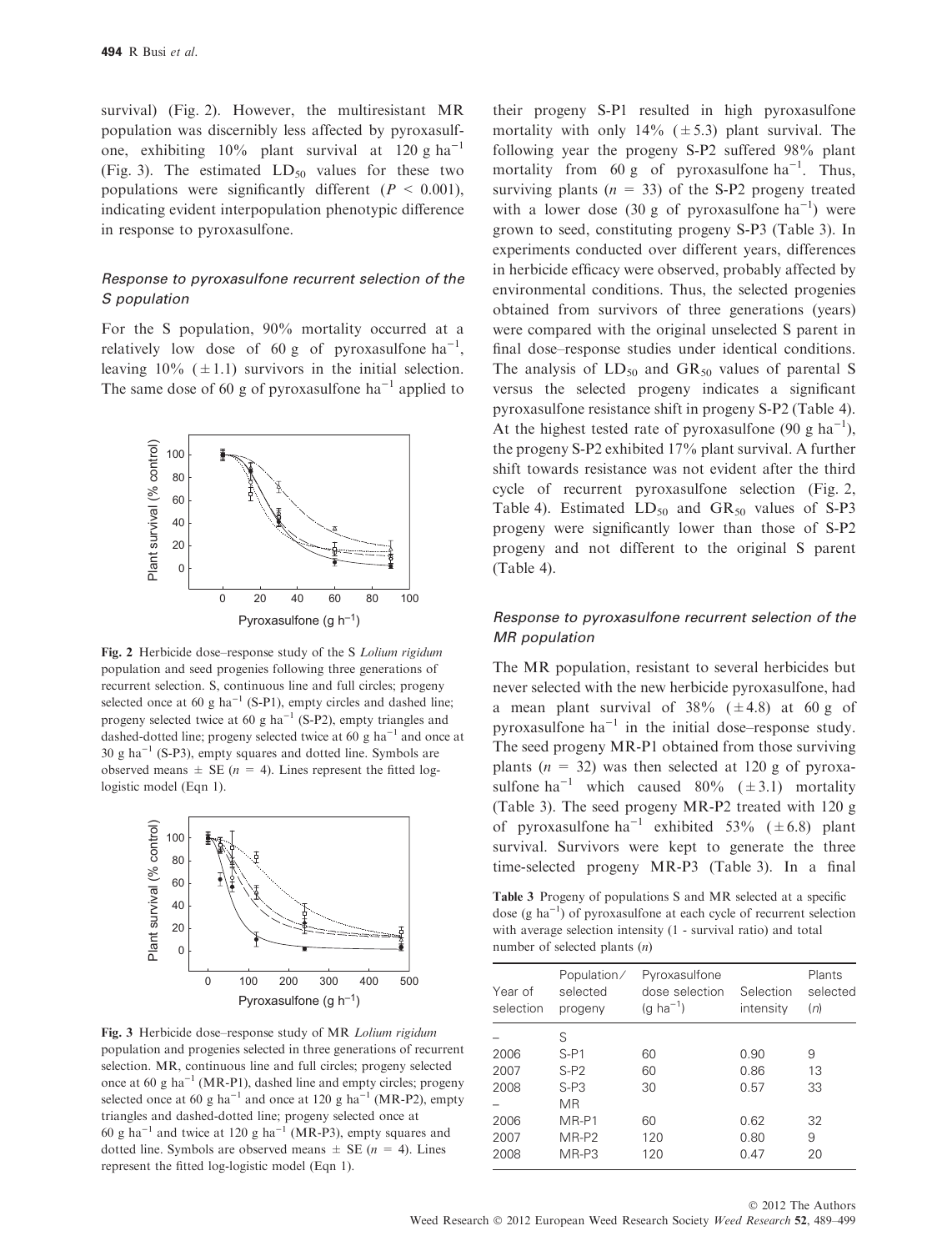survival) (Fig. 2). However, the multiresistant MR population was discernibly less affected by pyroxasulfone, exhibiting 10% plant survival at 120 g ha$^{-1}$ (Fig. 3). The estimated $LD_{50}$ values for these two populations were significantly different ($P < 0.001$), indicating evident interpopulation phenotypic difference in response to pyroxasulfone.

### *Response to pyroxasulfone recurrent selection of the S population*

For the S population, 90% mortality occurred at a relatively low dose of 60 g of pyroxasulfone ha$^{-1}$, leaving 10% ($\pm$1.1) survivors in the initial selection. The same dose of 60 g of pyroxasulfone ha$^{-1}$ applied to their progeny S-P1 resulted in high pyroxasulfone mortality with only 14% ($\pm$5.3) plant survival. The following year the progeny S-P2 suffered 98% plant mortality from 60 g of pyroxasulfone ha$^{-1}$. Thus, surviving plants ($n$ = 33) of the S-P2 progeny treated with a lower dose (30 g of pyroxasulfone ha$^{-1}$) were grown to seed, constituting progeny S-P3 (Table 3). In experiments conducted over different years, differences in herbicide efficacy were observed, probably affected by environmental conditions. Thus, the selected progenies obtained from survivors of three generations (years) were compared with the original unselected S parent in final dose–response studies under identical conditions. The analysis of $LD_{50}$ and $GR_{50}$ values of parental S versus the selected progeny indicates a significant pyroxasulfone resistance shift in progeny S-P2 (Table 4). At the highest tested rate of pyroxasulfone (90 g ha$^{-1}$), the progeny S-P2 exhibited 17% plant survival. A further shift towards resistance was not evident after the third cycle of recurrent pyroxasulfone selection (Fig. 2, Table 4). Estimated $LD_{50}$ and $GR_{50}$ values of S-P3 progeny were significantly lower than those of S-P2 progeny and not different to the original S parent (Table 4).

**Fig. 2** Herbicide dose–response study of the S *Lolium rigidum* population and seed progenies following three generations of recurrent selection. S, continuous line and full circles; progeny selected once at 60 g h$^{-1}$ (S-P1), empty circles and dashed line; progeny selected twice at 60 g ha$^{-1}$ (S-P2), empty triangles and dashed-dotted line; progeny selected twice at 60 g ha$^{-1}$ and once at 30 g ha$^{-1}$ (S-P3), empty squares and dotted line. Symbols are observed means $\pm$ SE ($n$ = 4). Lines represent the fitted log-logistic model (Eqn 1).

**Fig. 3** Herbicide dose–response study of MR *Lolium rigidum* population and progenies selected in three generations of recurrent selection. MR, continuous line and full circles; progeny selected once at 60 g ha$^{-1}$ (MR-P1), dashed line and empty circles; progeny selected once at 60 g ha$^{-1}$ and once at 120 g ha$^{-1}$ (MR-P2), empty triangles and dashed-dotted line; progeny selected once at 60 g ha$^{-1}$ and twice at 120 g ha$^{-1}$ (MR-P3), empty squares and dotted line. Symbols are observed means $\pm$ SE ($n$ = 4). Lines represent the fitted log-logistic model (Eqn 1).

### *Response to pyroxasulfone recurrent selection of the MR population*

The MR population, resistant to several herbicides but never selected with the new herbicide pyroxasulfone, had a mean plant survival of 38% ($\pm$4.8) at 60 g of pyroxasulfone ha$^{-1}$ in the initial dose–response study. The seed progeny MR-P1 obtained from those surviving plants ($n$ = 32) was then selected at 120 g of pyroxasulfone ha$^{-1}$ which caused 80% ($\pm$3.1) mortality (Table 3). The seed progeny MR-P2 treated with 120 g of pyroxasulfone ha$^{-1}$ exhibited 53% ($\pm$6.8) plant survival. Survivors were kept to generate the three time-selected progeny MR-P3 (Table 3). In a final

**Table 3** Progeny of populations S and MR selected at a specific dose (g ha$^{-1}$) of pyroxasulfone at each cycle of recurrent selection with average selection intensity (1 - survival ratio) and total number of selected plants ($n$)

| Year of selection | Population/ selected progeny | Pyroxasulfone dose selection (g ha$^{-1}$) | Selection intensity | Plants selected ($n$) |
|---|---|---|---|---|
| – | S | | | |
| 2006 | S-P1 | 60 | 0.90 | 9 |
| 2007 | S-P2 | 60 | 0.86 | 13 |
| 2008 | S-P3 | 30 | 0.57 | 33 |
| – | MR | | | |
| 2006 | MR-P1 | 60 | 0.62 | 32 |
| 2007 | MR-P2 | 120 | 0.80 | 9 |
| 2008 | MR-P3 | 120 | 0.47 | 20 |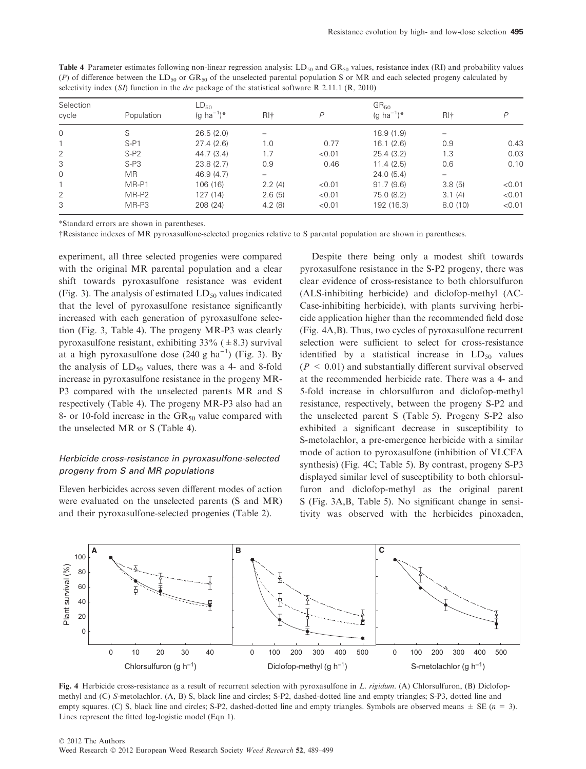**Table 4** Parameter estimates following non-linear regression analysis: $LD_{50}$ and $GR_{50}$ values, resistance index (RI) and probability values (*P*) of difference between the $LD_{50}$ or $GR_{50}$ of the unselected parental population S or MR and each selected progeny calculated by selectivity index (*SI*) function in the *drc* package of the statistical software R 2.11.1 (R, 2010)

| Selection cycle | Population | $LD_{50}$ (g $ha^{-1}$)* | RI† | *P* | $GR_{50}$ (g $ha^{-1}$)* | RI† | *P* |
|---|---|---|---|---|---|---|---|
| 0 | S | 26.5 (2.0) | – | | 18.9 (1.9) | – | |
| 1 | S-P1 | 27.4 (2.6) | 1.0 | 0.77 | 16.1 (2.6) | 0.9 | 0.43 |
| 2 | S-P2 | 44.7 (3.4) | 1.7 | <0.01 | 25.4 (3.2) | 1.3 | 0.03 |
| 3 | S-P3 | 23.8 (2.7) | 0.9 | 0.46 | 11.4 (2.5) | 0.6 | 0.10 |
| 0 | MR | 46.9 (4.7) | – | | 24.0 (5.4) | – | |
| 1 | MR-P1 | 106 (16) | 2.2 (4) | <0.01 | 91.7 (9.6) | 3.8 (5) | <0.01 |
| 2 | MR-P2 | 127 (14) | 2.6 (5) | <0.01 | 75.0 (8.2) | 3.1 (4) | <0.01 |
| 3 | MR-P3 | 208 (24) | 4.2 (8) | <0.01 | 192 (16.3) | 8.0 (10) | <0.01 |

*Standard errors are shown in parentheses.

†Resistance indexes of MR pyroxasulfone-selected progenies relative to S parental population are shown in parentheses.

experiment, all three selected progenies were compared with the original MR parental population and a clear shift towards pyroxasulfone resistance was evident (Fig. 3). The analysis of estimated $LD_{50}$ values indicated that the level of pyroxasulfone resistance significantly increased with each generation of pyroxasulfone selection (Fig. 3, Table 4). The progeny MR-P3 was clearly pyroxasulfone resistant, exhibiting 33% ($\pm$8.3) survival at a high pyroxasulfone dose (240 g $ha^{-1}$) (Fig. 3). By the analysis of $LD_{50}$ values, there was a 4- and 8-fold increase in pyroxasulfone resistance in the progeny MR-P3 compared with the unselected parents MR and S respectively (Table 4). The progeny MR-P3 also had an 8- or 10-fold increase in the $GR_{50}$ value compared with the unselected MR or S (Table 4).

### *Herbicide cross-resistance in pyroxasulfone-selected progeny from S and MR populations*

Eleven herbicides across seven different modes of action were evaluated on the unselected parents (S and MR) and their pyroxasulfone-selected progenies (Table 2).

Despite there being only a modest shift towards pyroxasulfone resistance in the S-P2 progeny, there was clear evidence of cross-resistance to both chlorsulfuron (ALS-inhibiting herbicide) and diclofop-methyl (ACCase-inhibiting herbicide), with plants surviving herbicide application higher than the recommended field dose (Fig. 4A,B). Thus, two cycles of pyroxasulfone recurrent selection were sufficient to select for cross-resistance identified by a statistical increase in $LD_{50}$ values ($P$ < 0.01) and substantially different survival observed at the recommended herbicide rate. There was a 4- and 5-fold increase in chlorsulfuron and diclofop-methyl resistance, respectively, between the progeny S-P2 and the unselected parent S (Table 5). Progeny S-P2 also exhibited a significant decrease in susceptibility to S-metolachlor, a pre-emergence herbicide with a similar mode of action to pyroxasulfone (inhibition of VLCFA synthesis) (Fig. 4C; Table 5). By contrast, progeny S-P3 displayed similar level of susceptibility to both chlorsulfuron and diclofop-methyl as the original parent S (Fig. 3A,B, Table 5). No significant change in sensitivity was observed with the herbicides pinoxaden,

**Fig. 4** Herbicide cross-resistance as a result of recurrent selection with pyroxasulfone in *L. rigidum*. (A) Chlorsulfuron, (B) Diclofop-methyl and (C) *S*-metolachlor. (A, B) S, black line and circles; S-P2, dashed-dotted line and empty triangles; S-P3, dotted line and empty squares. (C) S, black line and circles; S-P2, dashed-dotted line and empty triangles. Symbols are observed means ± SE ($n$ = 3). Lines represent the fitted log-logistic model (Eqn 1).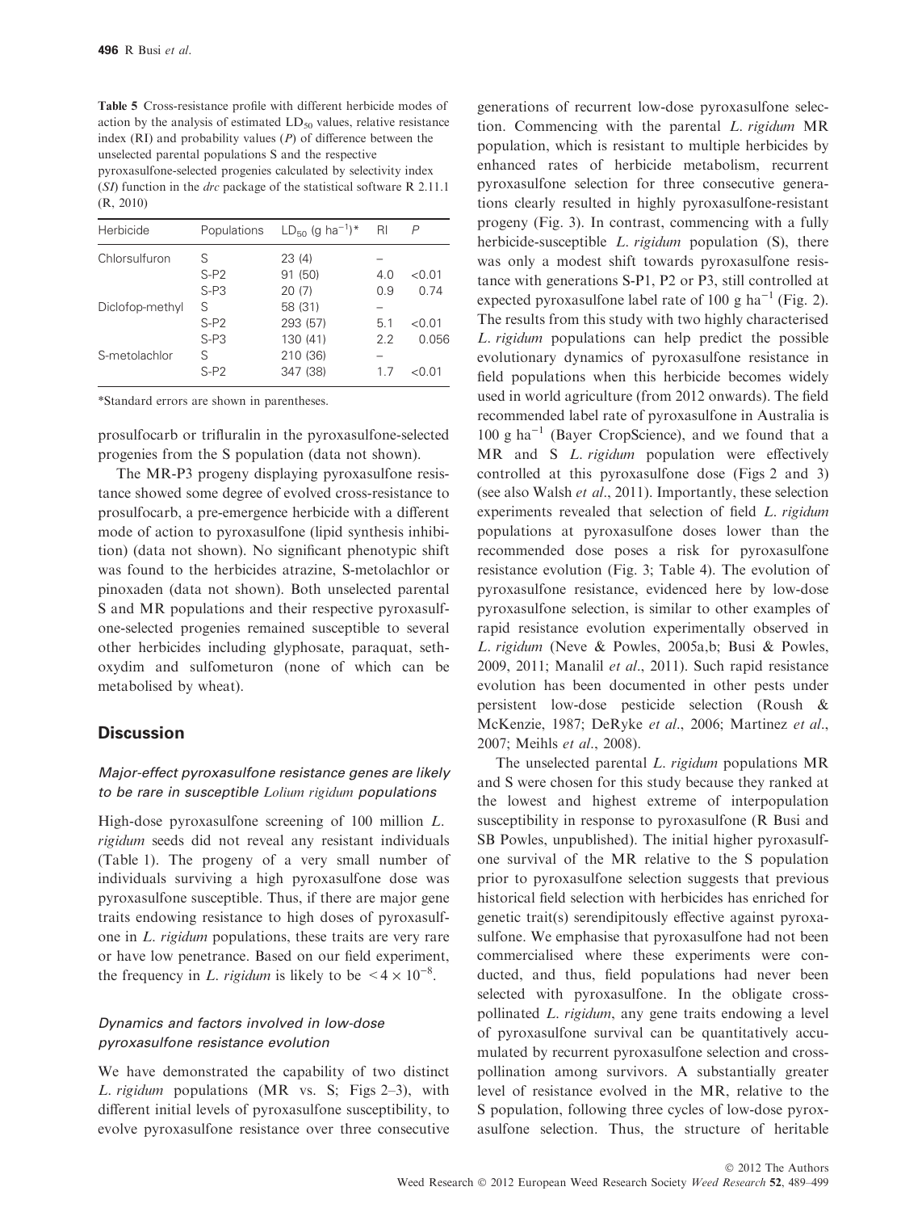**Table 5** Cross-resistance profile with different herbicide modes of action by the analysis of estimated $LD_{50}$ values, relative resistance index (RI) and probability values ($P$) of difference between the unselected parental populations S and the respective pyroxasulfone-selected progenies calculated by selectivity index ($SI$) function in the *drc* package of the statistical software R 2.11.1 (R, 2010)

| Herbicide | Populations | $LD_{50}$ (g $ha^{-1}$)* | RI | $P$ |
|---|---|---|---|---|
| Chlorsulfuron | S | 23 (4) | – | |
| | S-P2 | 91 (50) | 4.0 | <0.01 |
| | S-P3 | 20 (7) | 0.9 | 0.74 |
| Diclofop-methyl | S | 58 (31) | – | |
| | S-P2 | 293 (57) | 5.1 | <0.01 |
| | S-P3 | 130 (41) | 2.2 | 0.056 |
| S-metolachlor | S | 210 (36) | – | |
| | S-P2 | 347 (38) | 1.7 | <0.01 |

*Standard errors are shown in parentheses.

prosulfocarb or trifluralin in the pyroxasulfone-selected progenies from the S population (data not shown).

The MR-P3 progeny displaying pyroxasulfone resistance showed some degree of evolved cross-resistance to prosulfocarb, a pre-emergence herbicide with a different mode of action to pyroxasulfone (lipid synthesis inhibition) (data not shown). No significant phenotypic shift was found to the herbicides atrazine, S-metolachlor or pinoxaden (data not shown). Both unselected parental S and MR populations and their respective pyroxasulfone-selected progenies remained susceptible to several other herbicides including glyphosate, paraquat, sethoxydim and sulfometuron (none of which can be metabolised by wheat).

## Discussion

### *Major-effect pyroxasulfone resistance genes are likely to be rare in susceptible Lolium rigidum populations*

High-dose pyroxasulfone screening of 100 million *L. rigidum* seeds did not reveal any resistant individuals (Table 1). The progeny of a very small number of individuals surviving a high pyroxasulfone dose was pyroxasulfone susceptible. Thus, if there are major gene traits endowing resistance to high doses of pyroxasulfone in *L. rigidum* populations, these traits are very rare or have low penetrance. Based on our field experiment, the frequency in *L. rigidum* is likely to be $<4 \times 10^{-8}$.

### *Dynamics and factors involved in low-dose pyroxasulfone resistance evolution*

We have demonstrated the capability of two distinct *L. rigidum* populations (MR vs. S; Figs 2–3), with different initial levels of pyroxasulfone susceptibility, to evolve pyroxasulfone resistance over three consecutive generations of recurrent low-dose pyroxasulfone selection. Commencing with the parental *L. rigidum* MR population, which is resistant to multiple herbicides by enhanced rates of herbicide metabolism, recurrent pyroxasulfone selection for three consecutive generations clearly resulted in highly pyroxasulfone-resistant progeny (Fig. 3). In contrast, commencing with a fully herbicide-susceptible *L. rigidum* population (S), there was only a modest shift towards pyroxasulfone resistance with generations S-P1, P2 or P3, still controlled at expected pyroxasulfone label rate of 100 g $ha^{-1}$ (Fig. 2). The results from this study with two highly characterised *L. rigidum* populations can help predict the possible evolutionary dynamics of pyroxasulfone resistance in field populations when this herbicide becomes widely used in world agriculture (from 2012 onwards). The field recommended label rate of pyroxasulfone in Australia is 100 g $ha^{-1}$ (Bayer CropScience), and we found that a MR and S *L. rigidum* population were effectively controlled at this pyroxasulfone dose (Figs 2 and 3) (see also Walsh *et al*., 2011). Importantly, these selection experiments revealed that selection of field *L. rigidum* populations at pyroxasulfone doses lower than the recommended dose poses a risk for pyroxasulfone resistance evolution (Fig. 3; Table 4). The evolution of pyroxasulfone resistance, evidenced here by low-dose pyroxasulfone selection, is similar to other examples of rapid resistance evolution experimentally observed in *L. rigidum* (Neve & Powles, 2005a,b; Busi & Powles, 2009, 2011; Manalil *et al*., 2011). Such rapid resistance evolution has been documented in other pests under persistent low-dose pesticide selection (Roush & McKenzie, 1987; DeRyke *et al*., 2006; Martinez *et al*., 2007; Meihls *et al*., 2008).

The unselected parental *L. rigidum* populations MR and S were chosen for this study because they ranked at the lowest and highest extreme of interpopulation susceptibility in response to pyroxasulfone (R Busi and SB Powles, unpublished). The initial higher pyroxasulfone survival of the MR relative to the S population prior to pyroxasulfone selection suggests that previous historical field selection with herbicides has enriched for genetic trait(s) serendipitously effective against pyroxasulfone. We emphasise that pyroxasulfone had not been commercialised where these experiments were conducted, and thus, field populations had never been selected with pyroxasulfone. In the obligate cross-pollinated *L. rigidum*, any gene traits endowing a level of pyroxasulfone survival can be quantitatively accumulated by recurrent pyroxasulfone selection and cross-pollination among survivors. A substantially greater level of resistance evolved in the MR, relative to the S population, following three cycles of low-dose pyroxasulfone selection. Thus, the structure of heritable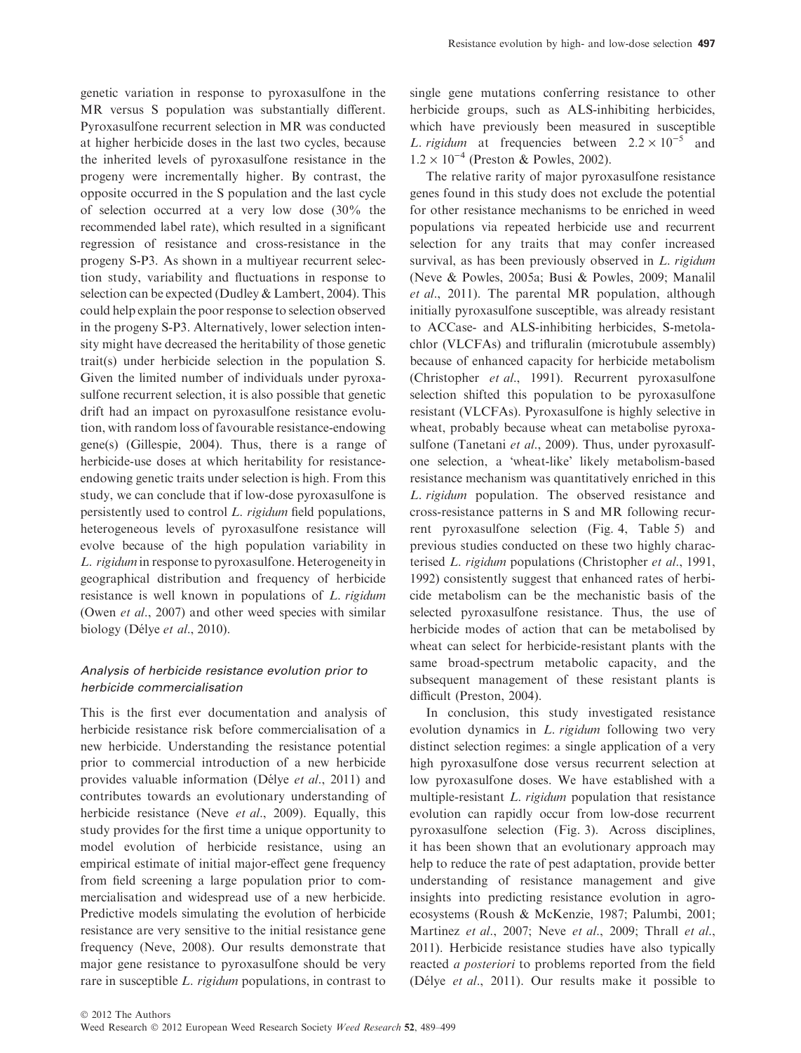genetic variation in response to pyroxasulfone in the MR versus S population was substantially different. Pyroxasulfone recurrent selection in MR was conducted at higher herbicide doses in the last two cycles, because the inherited levels of pyroxasulfone resistance in the progeny were incrementally higher. By contrast, the opposite occurred in the S population and the last cycle of selection occurred at a very low dose (30% the recommended label rate), which resulted in a significant regression of resistance and cross-resistance in the progeny S-P3. As shown in a multiyear recurrent selection study, variability and fluctuations in response to selection can be expected (Dudley & Lambert, 2004). This could help explain the poor response to selection observed in the progeny S-P3. Alternatively, lower selection intensity might have decreased the heritability of those genetic trait(s) under herbicide selection in the population S. Given the limited number of individuals under pyroxasulfone recurrent selection, it is also possible that genetic drift had an impact on pyroxasulfone resistance evolution, with random loss of favourable resistance-endowing gene(s) (Gillespie, 2004). Thus, there is a range of herbicide-use doses at which heritability for resistance-endowing genetic traits under selection is high. From this study, we can conclude that if low-dose pyroxasulfone is persistently used to control *L. rigidum* field populations, heterogeneous levels of pyroxasulfone resistance will evolve because of the high population variability in *L. rigidum* in response to pyroxasulfone. Heterogeneity in geographical distribution and frequency of herbicide resistance is well known in populations of *L. rigidum* (Owen *et al*., 2007) and other weed species with similar biology (Délye *et al*., 2010).

### *Analysis of herbicide resistance evolution prior to herbicide commercialisation*

This is the first ever documentation and analysis of herbicide resistance risk before commercialisation of a new herbicide. Understanding the resistance potential prior to commercial introduction of a new herbicide provides valuable information (Délye *et al*., 2011) and contributes towards an evolutionary understanding of herbicide resistance (Neve *et al*., 2009). Equally, this study provides for the first time a unique opportunity to model evolution of herbicide resistance, using an empirical estimate of initial major-effect gene frequency from field screening a large population prior to commercialisation and widespread use of a new herbicide. Predictive models simulating the evolution of herbicide resistance are very sensitive to the initial resistance gene frequency (Neve, 2008). Our results demonstrate that major gene resistance to pyroxasulfone should be very rare in susceptible *L. rigidum* populations, in contrast to single gene mutations conferring resistance to other herbicide groups, such as ALS-inhibiting herbicides, which have previously been measured in susceptible *L. rigidum* at frequencies between $2.2 \times 10^{-5}$ and $1.2 \times 10^{-4}$ (Preston & Powles, 2002).

The relative rarity of major pyroxasulfone resistance genes found in this study does not exclude the potential for other resistance mechanisms to be enriched in weed populations via repeated herbicide use and recurrent selection for any traits that may confer increased survival, as has been previously observed in *L. rigidum* (Neve & Powles, 2005a; Busi & Powles, 2009; Manalil *et al*., 2011). The parental MR population, although initially pyroxasulfone susceptible, was already resistant to ACCase- and ALS-inhibiting herbicides, S-metolachlor (VLCFAs) and trifluralin (microtubule assembly) because of enhanced capacity for herbicide metabolism (Christopher *et al*., 1991). Recurrent pyroxasulfone selection shifted this population to be pyroxasulfone resistant (VLCFAs). Pyroxasulfone is highly selective in wheat, probably because wheat can metabolise pyroxasulfone (Tanetani *et al*., 2009). Thus, under pyroxasulfone selection, a 'wheat-like' likely metabolism-based resistance mechanism was quantitatively enriched in this *L. rigidum* population. The observed resistance and cross-resistance patterns in S and MR following recurrent pyroxasulfone selection (Fig. 4, Table 5) and previous studies conducted on these two highly characterised *L. rigidum* populations (Christopher *et al*., 1991, 1992) consistently suggest that enhanced rates of herbicide metabolism can be the mechanistic basis of the selected pyroxasulfone resistance. Thus, the use of herbicide modes of action that can be metabolised by wheat can select for herbicide-resistant plants with the same broad-spectrum metabolic capacity, and the subsequent management of these resistant plants is difficult (Preston, 2004).

In conclusion, this study investigated resistance evolution dynamics in *L. rigidum* following two very distinct selection regimes: a single application of a very high pyroxasulfone dose versus recurrent selection at low pyroxasulfone doses. We have established with a multiple-resistant *L. rigidum* population that resistance evolution can rapidly occur from low-dose recurrent pyroxasulfone selection (Fig. 3). Across disciplines, it has been shown that an evolutionary approach may help to reduce the rate of pest adaptation, provide better understanding of resistance management and give insights into predicting resistance evolution in agroecosystems (Roush & McKenzie, 1987; Palumbi, 2001; Martinez *et al*., 2007; Neve *et al*., 2009; Thrall *et al*., 2011). Herbicide resistance studies have also typically reacted *a posteriori* to problems reported from the field (Délye *et al*., 2011). Our results make it possible to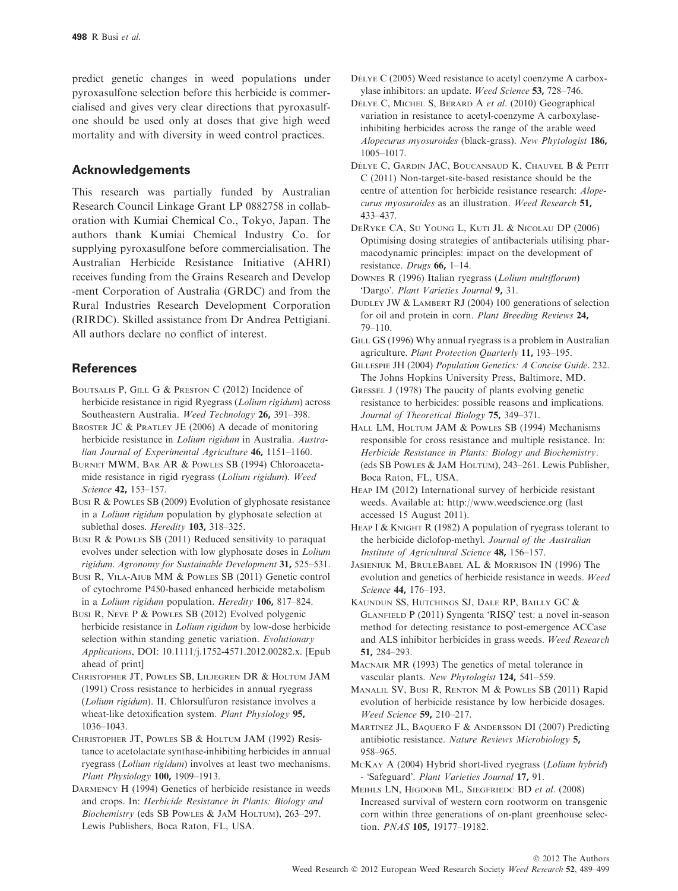predict genetic changes in weed populations under pyroxasulfone selection before this herbicide is commercialised and gives very clear directions that pyroxasulfone should be used only at doses that give high weed mortality and with diversity in weed control practices.

## Acknowledgements

This research was partially funded by Australian Research Council Linkage Grant LP 0882758 in collaboration with Kumiai Chemical Co., Tokyo, Japan. The authors thank Kumiai Chemical Industry Co. for supplying pyroxasulfone before commercialisation. The Australian Herbicide Resistance Initiative (AHRI) receives funding from the Grains Research and Develop -ment Corporation of Australia (GRDC) and from the Rural Industries Research Development Corporation (RIRDC). Skilled assistance from Dr Andrea Pettigiani. All authors declare no conflict of interest.

## References

Boutsalis P, Gill G & Preston C (2012) Incidence of herbicide resistance in rigid Ryegrass (*Lolium rigidum*) across Southeastern Australia. *Weed Technology* **26,** 391–398.

Broster JC & Pratley JE (2006) A decade of monitoring herbicide resistance in *Lolium rigidum* in Australia. *Australian Journal of Experimental Agriculture* **46,** 1151–1160.

Burnet MWM, Bar AR & Powles SB (1994) Chloroacetamide resistance in rigid ryegrass (*Lolium rigidum*). *Weed Science* **42,** 153–157.

Busi R & Powles SB (2009) Evolution of glyphosate resistance in a *Lolium rigidum* population by glyphosate selection at sublethal doses. *Heredity* **103,** 318–325.

Busi R & Powles SB (2011) Reduced sensitivity to paraquat evolves under selection with low glyphosate doses in *Lolium rigidum*. *Agronomy for Sustainable Development* **31,** 525–531.

Busi R, Vila-Aiub MM & Powles SB (2011) Genetic control of cytochrome P450-based enhanced herbicide metabolism in a *Lolium rigidum* population. *Heredity* **106,** 817–824.

Busi R, Neve P & Powles SB (2012) Evolved polygenic herbicide resistance in *Lolium rigidum* by low-dose herbicide selection within standing genetic variation. *Evolutionary Applications*, DOI: 10.1111/j.1752-4571.2012.00282.x. [Epub ahead of print]

Christopher JT, Powles SB, Liljegren DR & Holtum JAM (1991) Cross resistance to herbicides in annual ryegrass (*Lolium rigidum*). II. Chlorsulfuron resistance involves a wheat-like detoxification system. *Plant Physiology* **95,** 1036–1043.

Christopher JT, Powles SB & Holtum JAM (1992) Resistance to acetolactate synthase-inhibiting herbicides in annual ryegrass (*Lolium rigidum*) involves at least two mechanisms. *Plant Physiology* **100,** 1909–1913.

Darmency H (1994) Genetics of herbicide resistance in weeds and crops. In: *Herbicide Resistance in Plants: Biology and Biochemistry* (eds SB Powles & JaM Holtum), 263–297. Lewis Publishers, Boca Raton, FL, USA.

Délye C (2005) Weed resistance to acetyl coenzyme A carboxylase inhibitors: an update. *Weed Science* **53,** 728–746.

Délye C, Michel S, Berard A *et al.* (2010) Geographical variation in resistance to acetyl-coenzyme A carboxylase-inhibiting herbicides across the range of the arable weed *Alopecurus myosuroides* (black-grass). *New Phytologist* **186,** 1005–1017.

Délye C, Gardin JAC, Boucansaud K, Chauvel B & Petit C (2011) Non-target-site-based resistance should be the centre of attention for herbicide resistance research: *Alopecurus myosuroides* as an illustration. *Weed Research* **51,** 433–437.

DeRyke CA, Su Young L, Kuti JL & Nicolau DP (2006) Optimising dosing strategies of antibacterials utilising pharmacodynamic principles: impact on the development of resistance. *Drugs* **66,** 1–14.

Downes R (1996) Italian ryegrass (*Lolium multiflorum*) 'Dargo'. *Plant Varieties Journal* **9,** 31.

Dudley JW & Lambert RJ (2004) 100 generations of selection for oil and protein in corn. *Plant Breeding Reviews* **24,** 79–110.

Gill GS (1996) Why annual ryegrass is a problem in Australian agriculture. *Plant Protection Quarterly* **11,** 193–195.

Gillespie JH (2004) *Population Genetics: A Concise Guide*. 232. The Johns Hopkins University Press, Baltimore, MD.

Gressel J (1978) The paucity of plants evolving genetic resistance to herbicides: possible reasons and implications. *Journal of Theoretical Biology* **75,** 349–371.

Hall LM, Holtum JAM & Powles SB (1994) Mechanisms responsible for cross resistance and multiple resistance. In: *Herbicide Resistance in Plants: Biology and Biochemistry*. (eds SB Powles & JaM Holtum), 243–261. Lewis Publisher, Boca Raton, FL, USA.

Heap IM (2012) International survey of herbicide resistant weeds. Available at: http://www.weedscience.org (last accessed 15 August 2011).

Heap I & Knight R (1982) A population of ryegrass tolerant to the herbicide diclofop-methyl. *Journal of the Australian Institute of Agricultural Science* **48,** 156–157.

Jasieniuk M, BruleBabel AL & Morrison IN (1996) The evolution and genetics of herbicide resistance in weeds. *Weed Science* **44,** 176–193.

Kaundun SS, Hutchings SJ, Dale RP, Bailly GC & Glanfield P (2011) Syngenta 'RISQ' test: a novel in-season method for detecting resistance to post-emergence ACCase and ALS inhibitor herbicides in grass weeds. *Weed Research* **51,** 284–293.

Macnair MR (1993) The genetics of metal tolerance in vascular plants. *New Phytologist* **124,** 541–559.

Manalil SV, Busi R, Renton M & Powles SB (2011) Rapid evolution of herbicide resistance by low herbicide dosages. *Weed Science* **59,** 210–217.

Martinez JL, Baquero F & Andersson DI (2007) Predicting antibiotic resistance. *Nature Reviews Microbiology* **5,** 958–965.

McKay A (2004) Hybrid short-lived ryegrass (*Lolium hybrid*) - 'Safeguard'. *Plant Varieties Journal* **17,** 91.

Meihls LN, Higdonb ML, Siegfriedc BD *et al.* (2008) Increased survival of western corn rootworm on transgenic corn within three generations of on-plant greenhouse selection. *PNAS* **105,** 19177–19182.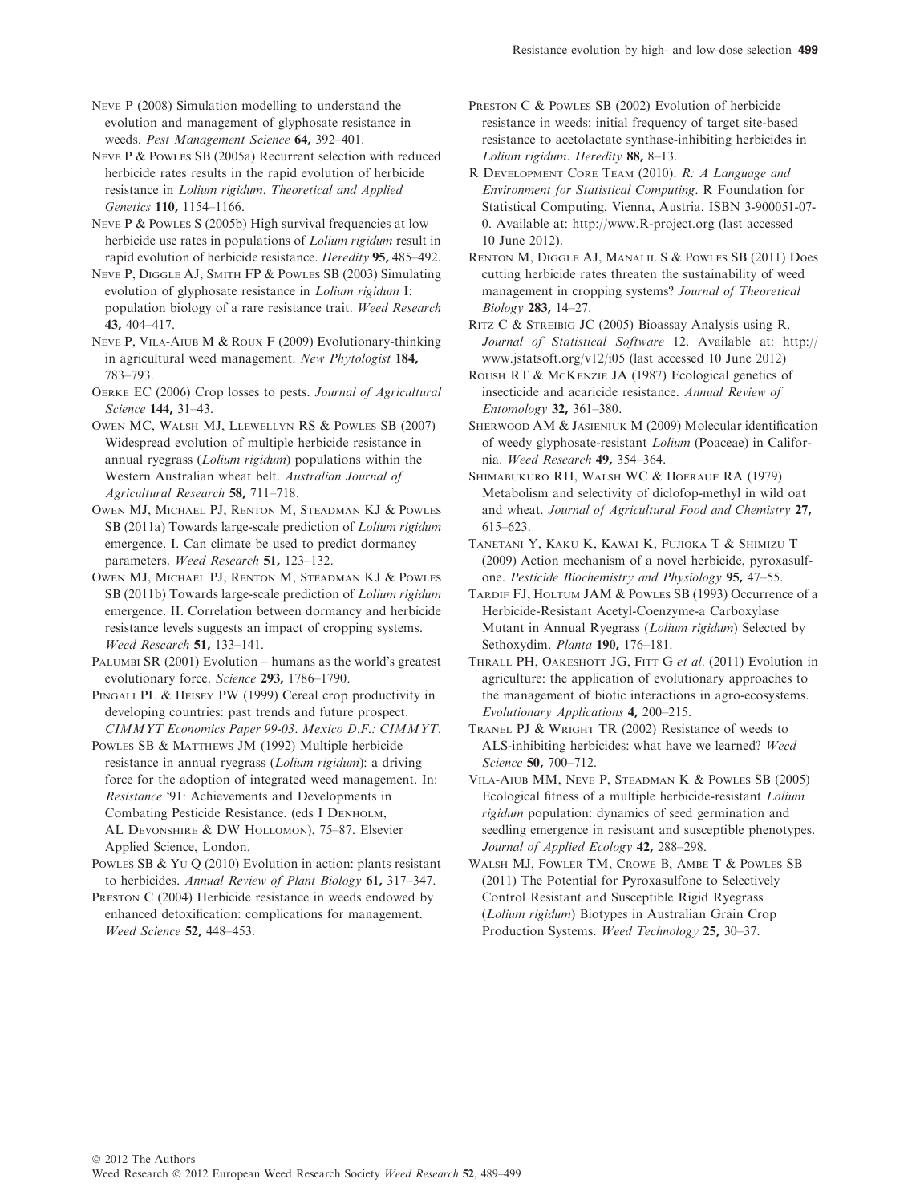Neve P (2008) Simulation modelling to understand the evolution and management of glyphosate resistance in weeds. *Pest Management Science* **64,** 392–401.

Neve P & Powles SB (2005a) Recurrent selection with reduced herbicide rates results in the rapid evolution of herbicide resistance in *Lolium rigidum*. *Theoretical and Applied Genetics* **110,** 1154–1166.

Neve P & Powles S (2005b) High survival frequencies at low herbicide use rates in populations of *Lolium rigidum* result in rapid evolution of herbicide resistance. *Heredity* **95,** 485–492.

Neve P, Diggle AJ, Smith FP & Powles SB (2003) Simulating evolution of glyphosate resistance in *Lolium rigidum* I: population biology of a rare resistance trait. *Weed Research* **43,** 404–417.

Neve P, Vila-Aiub M & Roux F (2009) Evolutionary-thinking in agricultural weed management. *New Phytologist* **184,** 783–793.

Oerke EC (2006) Crop losses to pests. *Journal of Agricultural Science* **144,** 31–43.

Owen MC, Walsh MJ, Llewellyn RS & Powles SB (2007) Widespread evolution of multiple herbicide resistance in annual ryegrass (*Lolium rigidum*) populations within the Western Australian wheat belt. *Australian Journal of Agricultural Research* **58,** 711–718.

Owen MJ, Michael PJ, Renton M, Steadman KJ & Powles SB (2011a) Towards large-scale prediction of *Lolium rigidum* emergence. I. Can climate be used to predict dormancy parameters. *Weed Research* **51,** 123–132.

Owen MJ, Michael PJ, Renton M, Steadman KJ & Powles SB (2011b) Towards large-scale prediction of *Lolium rigidum* emergence. II. Correlation between dormancy and herbicide resistance levels suggests an impact of cropping systems. *Weed Research* **51,** 133–141.

Palumbi SR (2001) Evolution – humans as the world's greatest evolutionary force. *Science* **293,** 1786–1790.

Pingali PL & Heisey PW (1999) Cereal crop productivity in developing countries: past trends and future prospect. *CIMMYT Economics Paper 99-03*. *Mexico D.F.: CIMMYT*.

Powles SB & Matthews JM (1992) Multiple herbicide resistance in annual ryegrass (*Lolium rigidum*): a driving force for the adoption of integrated weed management. In: *Resistance '91: Achievements and Developments in Combating Pesticide Resistance*. (eds I Denholm, AL Devonshire & DW Hollomon), 75–87. Elsevier Applied Science, London.

Powles SB & Yu Q (2010) Evolution in action: plants resistant to herbicides. *Annual Review of Plant Biology* **61,** 317–347.

Preston C (2004) Herbicide resistance in weeds endowed by enhanced detoxification: complications for management. *Weed Science* **52,** 448–453.

Preston C & Powles SB (2002) Evolution of herbicide resistance in weeds: initial frequency of target site-based resistance to acetolactate synthase-inhibiting herbicides in *Lolium rigidum*. *Heredity* **88,** 8–13.

R Development Core Team (2010). *R: A Language and Environment for Statistical Computing*. R Foundation for Statistical Computing, Vienna, Austria. ISBN 3-900051-07-0. Available at: http://www.R-project.org (last accessed 10 June 2012).

Renton M, Diggle AJ, Manalil S & Powles SB (2011) Does cutting herbicide rates threaten the sustainability of weed management in cropping systems? *Journal of Theoretical Biology* **283,** 14–27.

Ritz C & Streibig JC (2005) Bioassay Analysis using R. *Journal of Statistical Software* 12. Available at: http://www.jstatsoft.org/v12/i05 (last accessed 10 June 2012)

Roush RT & McKenzie JA (1987) Ecological genetics of insecticide and acaricide resistance. *Annual Review of Entomology* **32,** 361–380.

Sherwood AM & Jasieniuk M (2009) Molecular identification of weedy glyphosate-resistant *Lolium* (Poaceae) in California. *Weed Research* **49,** 354–364.

Shimabukuro RH, Walsh WC & Hoerauf RA (1979) Metabolism and selectivity of diclofop-methyl in wild oat and wheat. *Journal of Agricultural Food and Chemistry* **27,** 615–623.

Tanetani Y, Kaku K, Kawai K, Fujioka T & Shimizu T (2009) Action mechanism of a novel herbicide, pyroxasulfone. *Pesticide Biochemistry and Physiology* **95,** 47–55.

Tardif FJ, Holtum JAM & Powles SB (1993) Occurrence of a Herbicide-Resistant Acetyl-Coenzyme-a Carboxylase Mutant in Annual Ryegrass (*Lolium rigidum*) Selected by Sethoxydim. *Planta* **190,** 176–181.

Thrall PH, Oakeshott JG, Fitt G *et al*. (2011) Evolution in agriculture: the application of evolutionary approaches to the management of biotic interactions in agro-ecosystems. *Evolutionary Applications* **4,** 200–215.

Tranel PJ & Wright TR (2002) Resistance of weeds to ALS-inhibiting herbicides: what have we learned? *Weed Science* **50,** 700–712.

Vila-Aiub MM, Neve P, Steadman K & Powles SB (2005) Ecological fitness of a multiple herbicide-resistant *Lolium rigidum* population: dynamics of seed germination and seedling emergence in resistant and susceptible phenotypes. *Journal of Applied Ecology* **42,** 288–298.

Walsh MJ, Fowler TM, Crowe B, Ambe T & Powles SB (2011) The Potential for Pyroxasulfone to Selectively Control Resistant and Susceptible Rigid Ryegrass (*Lolium rigidum*) Biotypes in Australian Grain Crop Production Systems. *Weed Technology* **25,** 30–37.